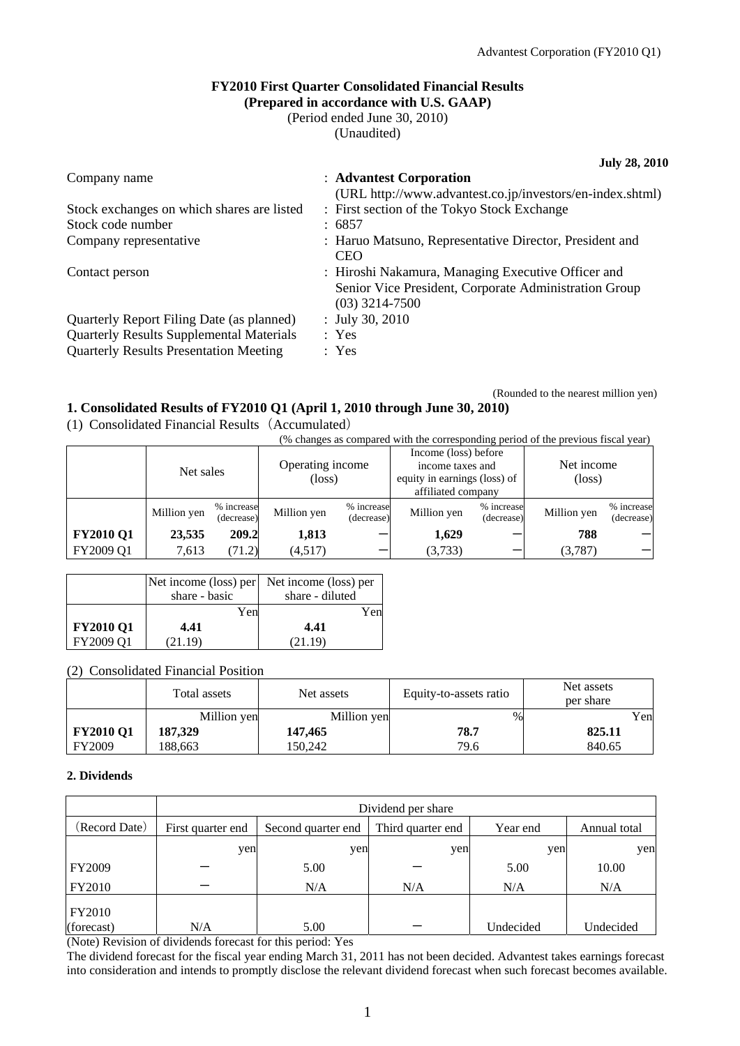Advantest Corporation (FY2010 Q1)

# FY2010 First Quarter Consolidated Financial Results
## (Prepared in accordance with U.S. GAAP)
(Period ended June 30, 2010)
(Unaudited)

**July 28, 2010**

| | |
|---|---|
| Company name | : **Advantest Corporation** (URL http://www.advantest.co.jp/investors/en-index.shtml) |
| Stock exchanges on which shares are listed | : First section of the Tokyo Stock Exchange |
| Stock code number | : 6857 |
| Company representative | : Haruo Matsuno, Representative Director, President and CEO |
| Contact person | : Hiroshi Nakamura, Managing Executive Officer and Senior Vice President, Corporate Administration Group (03) 3214-7500 |
| Quarterly Report Filing Date (as planned) | : July 30, 2010 |
| Quarterly Results Supplemental Materials | : Yes |
| Quarterly Results Presentation Meeting | : Yes |

(Rounded to the nearest million yen)

## 1. Consolidated Results of FY2010 Q1 (April 1, 2010 through June 30, 2010)

(1) Consolidated Financial Results（Accumulated）

(% changes as compared with the corresponding period of the previous fiscal year)

| | Net sales | | Operating income (loss) | | Income (loss) before income taxes and equity in earnings (loss) of affiliated company | | Net income (loss) | |
|---|---|---|---|---|---|---|---|---|
| | Million yen | % increase (decrease) | Million yen | % increase (decrease) | Million yen | % increase (decrease) | Million yen | % increase (decrease) |
| **FY2010 Q1** | **23,535** | **209.2** | **1,813** | **－** | **1,629** | **－** | **788** | **－** |
| FY2009 Q1 | 7,613 | (71.2) | (4,517) | － | (3,733) | － | (3,787) | － |

| | Net income (loss) per share - basic | Net income (loss) per share - diluted |
|---|---|---|
| | Yen | Yen |
| **FY2010 Q1** | **4.41** | **4.41** |
| FY2009 Q1 | (21.19) | (21.19) |

(2) Consolidated Financial Position

| | Total assets | Net assets | Equity-to-assets ratio | Net assets per share |
|---|---|---|---|---|
| | Million yen | Million yen | % | Yen |
| **FY2010 Q1** | **187,329** | **147,465** | **78.7** | **825.11** |
| FY2009 | 188,663 | 150,242 | 79.6 | 840.65 |

## 2. Dividends

| | Dividend per share | | | | |
|---|---|---|---|---|---|
| (Record Date) | First quarter end | Second quarter end | Third quarter end | Year end | Annual total |
| | yen | yen | yen | yen | yen |
| FY2009 | － | 5.00 | － | 5.00 | 10.00 |
| FY2010 | － | N/A | N/A | N/A | N/A |
| FY2010 (forecast) | N/A | 5.00 | － | Undecided | Undecided |

(Note) Revision of dividends forecast for this period: Yes

The dividend forecast for the fiscal year ending March 31, 2011 has not been decided. Advantest takes earnings forecast into consideration and intends to promptly disclose the relevant dividend forecast when such forecast becomes available.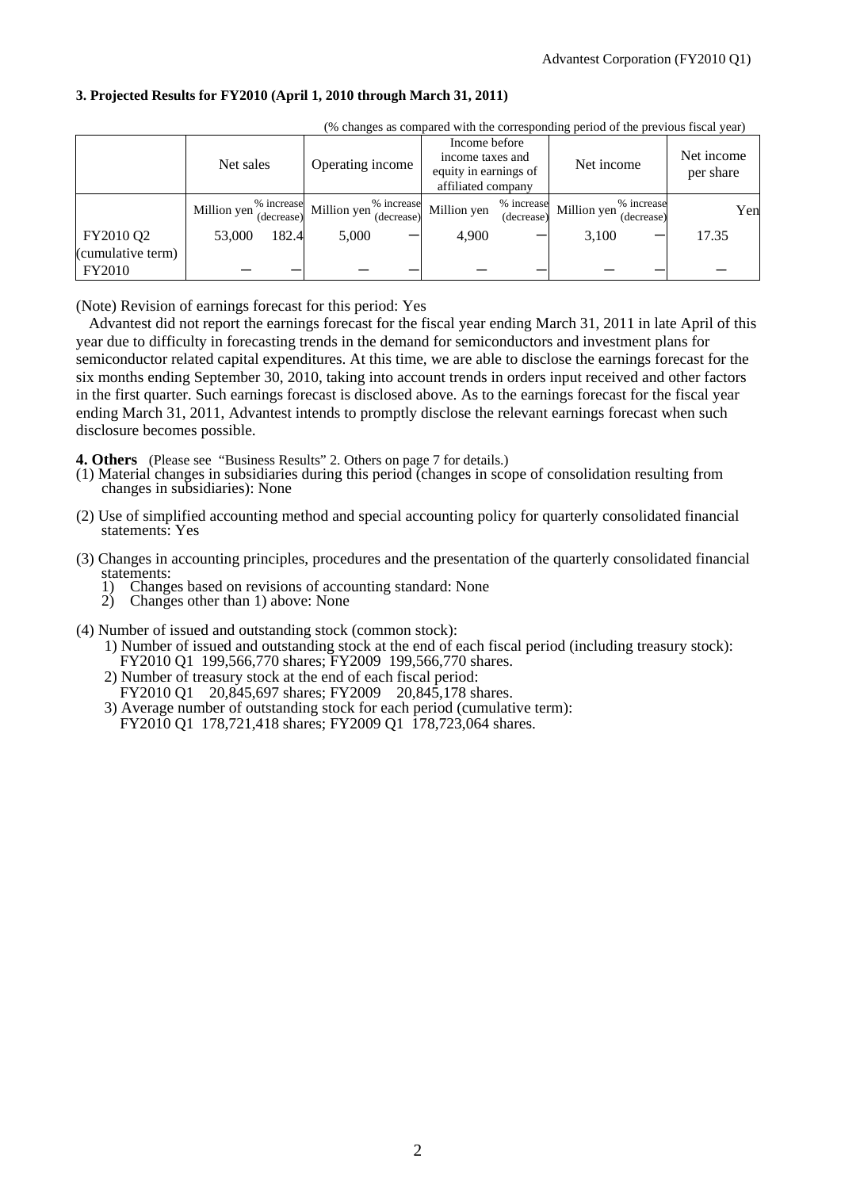### 3. Projected Results for FY2010 (April 1, 2010 through March 31, 2011)

(% changes as compared with the corresponding period of the previous fiscal year)

| | Net sales | | Operating income | | Income before income taxes and equity in earnings of affiliated company | | Net income | | Net income per share |
|---|---|---|---|---|---|---|---|---|---|
| | Million yen | % increase (decrease) | Million yen | % increase (decrease) | Million yen | % increase (decrease) | Million yen | % increase (decrease) | Yen |
| FY2010 Q2 (cumulative term) | 53,000 | 182.4 | 5,000 | ― | 4,900 | ― | 3,100 | ― | 17.35 |
| FY2010 | ― | ― | ― | ― | ― | ― | ― | ― | ― |

(Note) Revision of earnings forecast for this period: Yes

Advantest did not report the earnings forecast for the fiscal year ending March 31, 2011 in late April of this year due to difficulty in forecasting trends in the demand for semiconductors and investment plans for semiconductor related capital expenditures. At this time, we are able to disclose the earnings forecast for the six months ending September 30, 2010, taking into account trends in orders input received and other factors in the first quarter. Such earnings forecast is disclosed above. As to the earnings forecast for the fiscal year ending March 31, 2011, Advantest intends to promptly disclose the relevant earnings forecast when such disclosure becomes possible.

**4. Others** (Please see "Business Results" 2. Others on page 7 for details.)

(1) Material changes in subsidiaries during this period (changes in scope of consolidation resulting from changes in subsidiaries): None

(2) Use of simplified accounting method and special accounting policy for quarterly consolidated financial statements: Yes

(3) Changes in accounting principles, procedures and the presentation of the quarterly consolidated financial statements:
1) Changes based on revisions of accounting standard: None
2) Changes other than 1) above: None

(4) Number of issued and outstanding stock (common stock):
1) Number of issued and outstanding stock at the end of each fiscal period (including treasury stock): FY2010 Q1 199,566,770 shares; FY2009 199,566,770 shares.
2) Number of treasury stock at the end of each fiscal period: FY2010 Q1 20,845,697 shares; FY2009 20,845,178 shares.
3) Average number of outstanding stock for each period (cumulative term): FY2010 Q1 178,721,418 shares; FY2009 Q1 178,723,064 shares.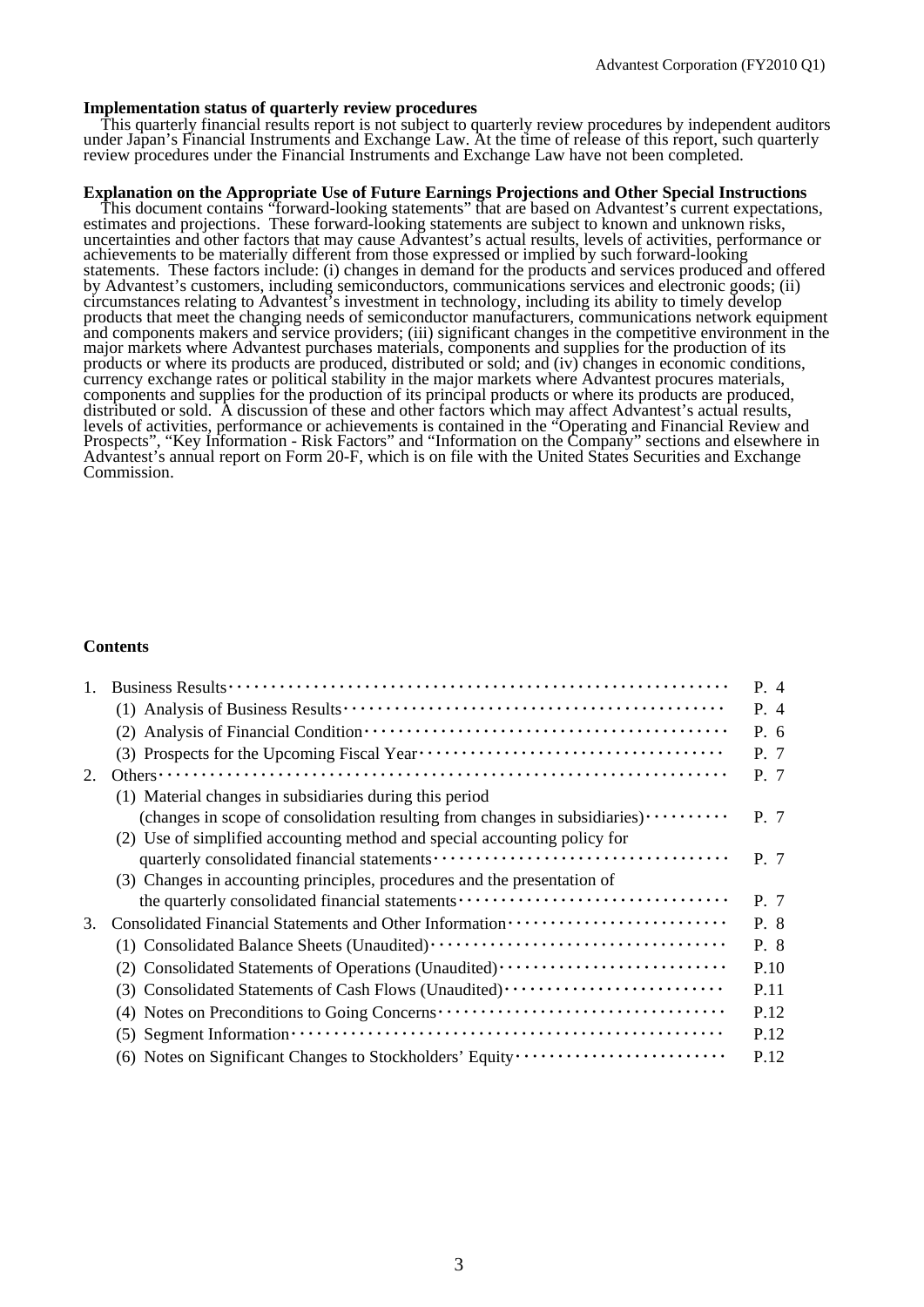**Implementation status of quarterly review procedures**

This quarterly financial results report is not subject to quarterly review procedures by independent auditors under Japan's Financial Instruments and Exchange Law. At the time of release of this report, such quarterly review procedures under the Financial Instruments and Exchange Law have not been completed.

**Explanation on the Appropriate Use of Future Earnings Projections and Other Special Instructions**

This document contains "forward-looking statements" that are based on Advantest's current expectations, estimates and projections. These forward-looking statements are subject to known and unknown risks, uncertainties and other factors that may cause Advantest's actual results, levels of activities, performance or achievements to be materially different from those expressed or implied by such forward-looking statements. These factors include: (i) changes in demand for the products and services produced and offered by Advantest's customers, including semiconductors, communications services and electronic goods; (ii) circumstances relating to Advantest's investment in technology, including its ability to timely develop products that meet the changing needs of semiconductor manufacturers, communications network equipment and components makers and service providers; (iii) significant changes in the competitive environment in the major markets where Advantest purchases materials, components and supplies for the production of its products or where its products are produced, distributed or sold; and (iv) changes in economic conditions, currency exchange rates or political stability in the major markets where Advantest procures materials, components and supplies for the production of its principal products or where its products are produced, distributed or sold. A discussion of these and other factors which may affect Advantest's actual results, levels of activities, performance or achievements is contained in the "Operating and Financial Review and Prospects", "Key Information - Risk Factors" and "Information on the Company" sections and elsewhere in Advantest's annual report on Form 20-F, which is on file with the United States Securities and Exchange Commission.

**Contents**

| | | |
|---|---|---|
| 1. | Business Results | P. 4 |
| | (1) Analysis of Business Results | P. 4 |
| | (2) Analysis of Financial Condition | P. 6 |
| | (3) Prospects for the Upcoming Fiscal Year | P. 7 |
| 2. | Others | P. 7 |
| | (1) Material changes in subsidiaries during this period (changes in scope of consolidation resulting from changes in subsidiaries) | P. 7 |
| | (2) Use of simplified accounting method and special accounting policy for quarterly consolidated financial statements | P. 7 |
| | (3) Changes in accounting principles, procedures and the presentation of the quarterly consolidated financial statements | P. 7 |
| 3. | Consolidated Financial Statements and Other Information | P. 8 |
| | (1) Consolidated Balance Sheets (Unaudited) | P. 8 |
| | (2) Consolidated Statements of Operations (Unaudited) | P.10 |
| | (3) Consolidated Statements of Cash Flows (Unaudited) | P.11 |
| | (4) Notes on Preconditions to Going Concerns | P.12 |
| | (5) Segment Information | P.12 |
| | (6) Notes on Significant Changes to Stockholders' Equity | P.12 |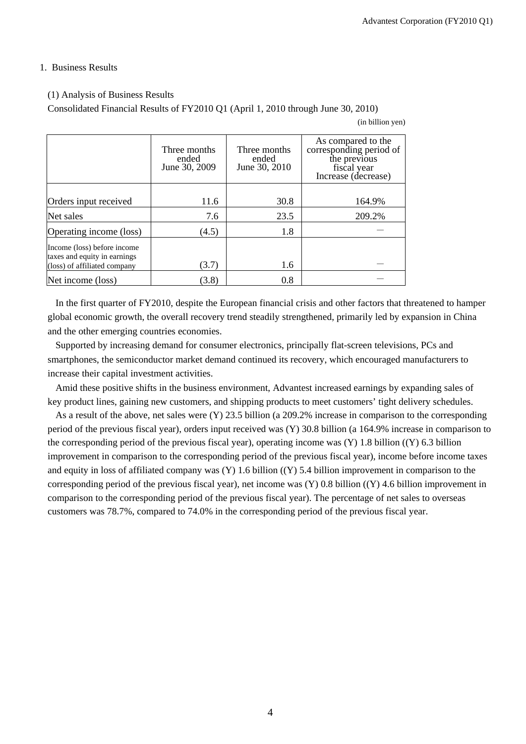1. Business Results

(1) Analysis of Business Results

Consolidated Financial Results of FY2010 Q1 (April 1, 2010 through June 30, 2010)

(in billion yen)

| | Three months ended June 30, 2009 | Three months ended June 30, 2010 | As compared to the corresponding period of the previous fiscal year Increase (decrease) |
|---|---|---|---|
| Orders input received | 11.6 | 30.8 | 164.9% |
| Net sales | 7.6 | 23.5 | 209.2% |
| Operating income (loss) | (4.5) | 1.8 | — |
| Income (loss) before income taxes and equity in earnings (loss) of affiliated company | (3.7) | 1.6 | — |
| Net income (loss) | (3.8) | 0.8 | — |

In the first quarter of FY2010, despite the European financial crisis and other factors that threatened to hamper global economic growth, the overall recovery trend steadily strengthened, primarily led by expansion in China and the other emerging countries economies.

Supported by increasing demand for consumer electronics, principally flat-screen televisions, PCs and smartphones, the semiconductor market demand continued its recovery, which encouraged manufacturers to increase their capital investment activities.

Amid these positive shifts in the business environment, Advantest increased earnings by expanding sales of key product lines, gaining new customers, and shipping products to meet customers' tight delivery schedules.

As a result of the above, net sales were (Y) 23.5 billion (a 209.2% increase in comparison to the corresponding period of the previous fiscal year), orders input received was (Y) 30.8 billion (a 164.9% increase in comparison to the corresponding period of the previous fiscal year), operating income was (Y) 1.8 billion ((Y) 6.3 billion improvement in comparison to the corresponding period of the previous fiscal year), income before income taxes and equity in loss of affiliated company was (Y) 1.6 billion ((Y) 5.4 billion improvement in comparison to the corresponding period of the previous fiscal year), net income was (Y) 0.8 billion ((Y) 4.6 billion improvement in comparison to the corresponding period of the previous fiscal year). The percentage of net sales to overseas customers was 78.7%, compared to 74.0% in the corresponding period of the previous fiscal year.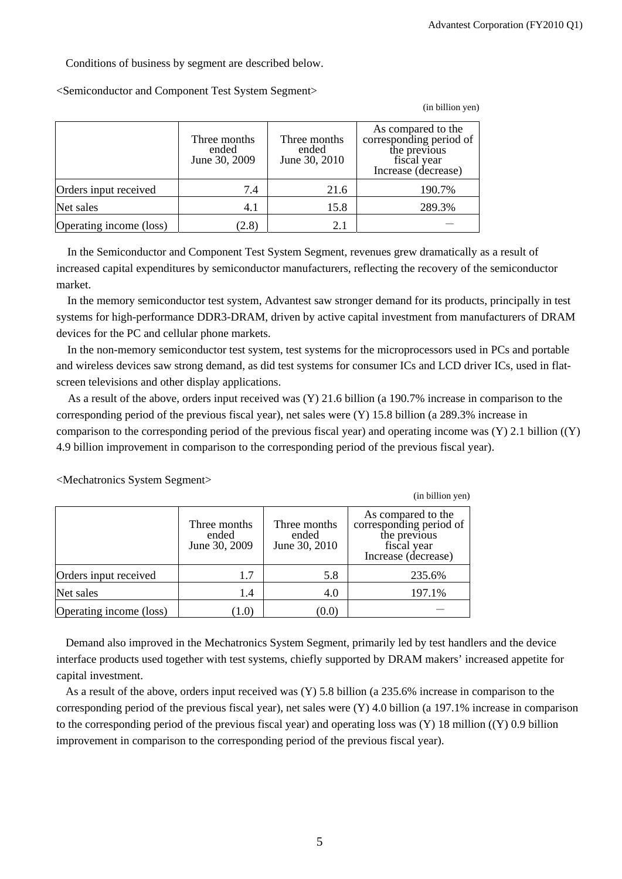Conditions of business by segment are described below.

<Semiconductor and Component Test System Segment>

(in billion yen)

| | Three months ended June 30, 2009 | Three months ended June 30, 2010 | As compared to the corresponding period of the previous fiscal year Increase (decrease) |
|---|---|---|---|
| Orders input received | 7.4 | 21.6 | 190.7% |
| Net sales | 4.1 | 15.8 | 289.3% |
| Operating income (loss) | (2.8) | 2.1 | — |

In the Semiconductor and Component Test System Segment, revenues grew dramatically as a result of increased capital expenditures by semiconductor manufacturers, reflecting the recovery of the semiconductor market.

In the memory semiconductor test system, Advantest saw stronger demand for its products, principally in test systems for high-performance DDR3-DRAM, driven by active capital investment from manufacturers of DRAM devices for the PC and cellular phone markets.

In the non-memory semiconductor test system, test systems for the microprocessors used in PCs and portable and wireless devices saw strong demand, as did test systems for consumer ICs and LCD driver ICs, used in flat-screen televisions and other display applications.

As a result of the above, orders input received was (Y) 21.6 billion (a 190.7% increase in comparison to the corresponding period of the previous fiscal year), net sales were (Y) 15.8 billion (a 289.3% increase in comparison to the corresponding period of the previous fiscal year) and operating income was (Y) 2.1 billion ((Y) 4.9 billion improvement in comparison to the corresponding period of the previous fiscal year).

<Mechatronics System Segment>

(in billion yen)

| | Three months ended June 30, 2009 | Three months ended June 30, 2010 | As compared to the corresponding period of the previous fiscal year Increase (decrease) |
|---|---|---|---|
| Orders input received | 1.7 | 5.8 | 235.6% |
| Net sales | 1.4 | 4.0 | 197.1% |
| Operating income (loss) | (1.0) | (0.0) | — |

Demand also improved in the Mechatronics System Segment, primarily led by test handlers and the device interface products used together with test systems, chiefly supported by DRAM makers' increased appetite for capital investment.

As a result of the above, orders input received was (Y) 5.8 billion (a 235.6% increase in comparison to the corresponding period of the previous fiscal year), net sales were (Y) 4.0 billion (a 197.1% increase in comparison to the corresponding period of the previous fiscal year) and operating loss was (Y) 18 million ((Y) 0.9 billion improvement in comparison to the corresponding period of the previous fiscal year).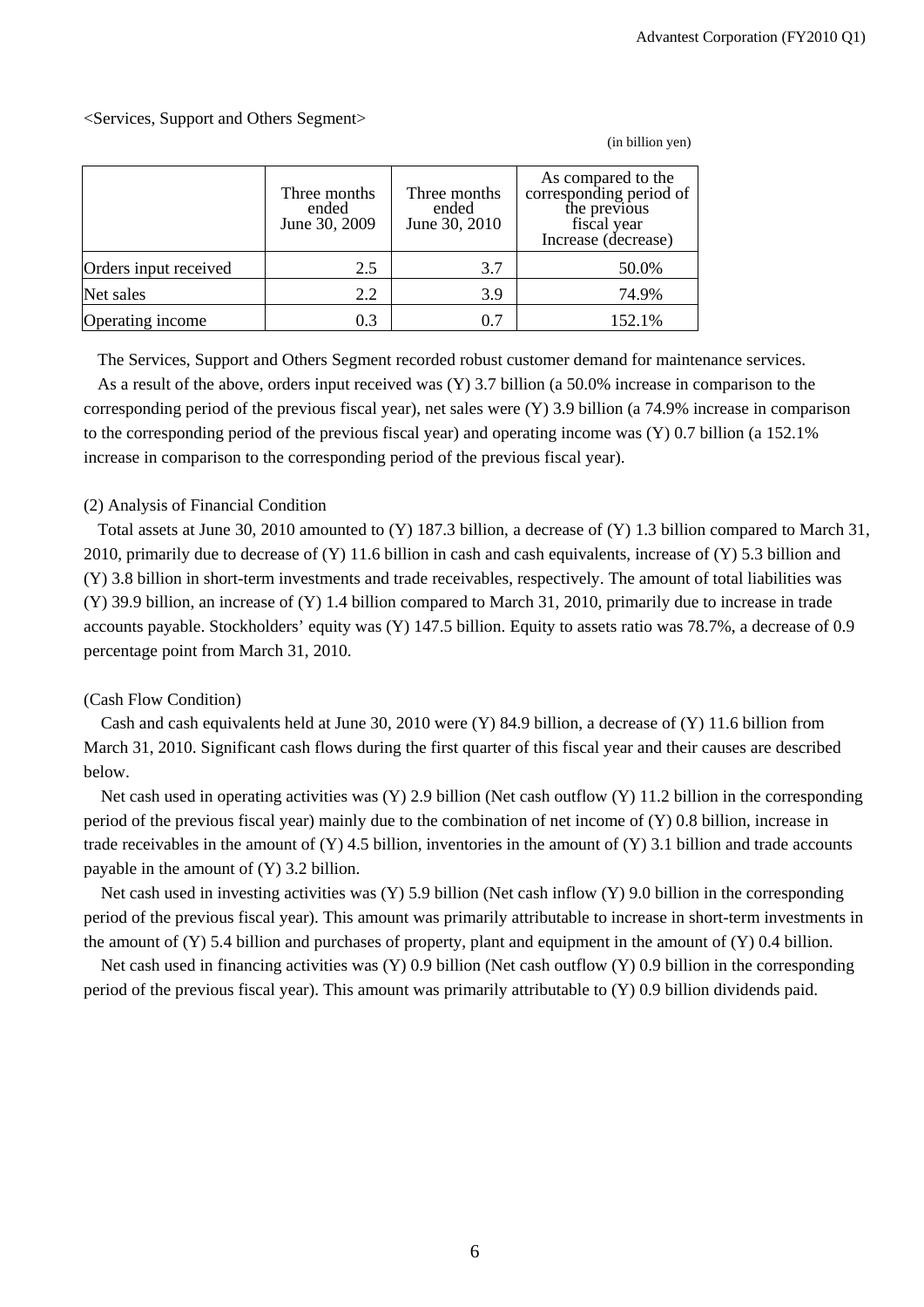<Services, Support and Others Segment>

(in billion yen)

| | Three months ended June 30, 2009 | Three months ended June 30, 2010 | As compared to the corresponding period of the previous fiscal year Increase (decrease) |
|---|---|---|---|
| Orders input received | 2.5 | 3.7 | 50.0% |
| Net sales | 2.2 | 3.9 | 74.9% |
| Operating income | 0.3 | 0.7 | 152.1% |

The Services, Support and Others Segment recorded robust customer demand for maintenance services.

As a result of the above, orders input received was (Y) 3.7 billion (a 50.0% increase in comparison to the corresponding period of the previous fiscal year), net sales were (Y) 3.9 billion (a 74.9% increase in comparison to the corresponding period of the previous fiscal year) and operating income was (Y) 0.7 billion (a 152.1% increase in comparison to the corresponding period of the previous fiscal year).

(2) Analysis of Financial Condition

Total assets at June 30, 2010 amounted to (Y) 187.3 billion, a decrease of (Y) 1.3 billion compared to March 31, 2010, primarily due to decrease of (Y) 11.6 billion in cash and cash equivalents, increase of (Y) 5.3 billion and (Y) 3.8 billion in short-term investments and trade receivables, respectively. The amount of total liabilities was (Y) 39.9 billion, an increase of (Y) 1.4 billion compared to March 31, 2010, primarily due to increase in trade accounts payable. Stockholders' equity was (Y) 147.5 billion. Equity to assets ratio was 78.7%, a decrease of 0.9 percentage point from March 31, 2010.

(Cash Flow Condition)

Cash and cash equivalents held at June 30, 2010 were (Y) 84.9 billion, a decrease of (Y) 11.6 billion from March 31, 2010. Significant cash flows during the first quarter of this fiscal year and their causes are described below.

Net cash used in operating activities was (Y) 2.9 billion (Net cash outflow (Y) 11.2 billion in the corresponding period of the previous fiscal year) mainly due to the combination of net income of (Y) 0.8 billion, increase in trade receivables in the amount of (Y) 4.5 billion, inventories in the amount of (Y) 3.1 billion and trade accounts payable in the amount of (Y) 3.2 billion.

Net cash used in investing activities was (Y) 5.9 billion (Net cash inflow (Y) 9.0 billion in the corresponding period of the previous fiscal year). This amount was primarily attributable to increase in short-term investments in the amount of (Y) 5.4 billion and purchases of property, plant and equipment in the amount of (Y) 0.4 billion.

Net cash used in financing activities was (Y) 0.9 billion (Net cash outflow (Y) 0.9 billion in the corresponding period of the previous fiscal year). This amount was primarily attributable to (Y) 0.9 billion dividends paid.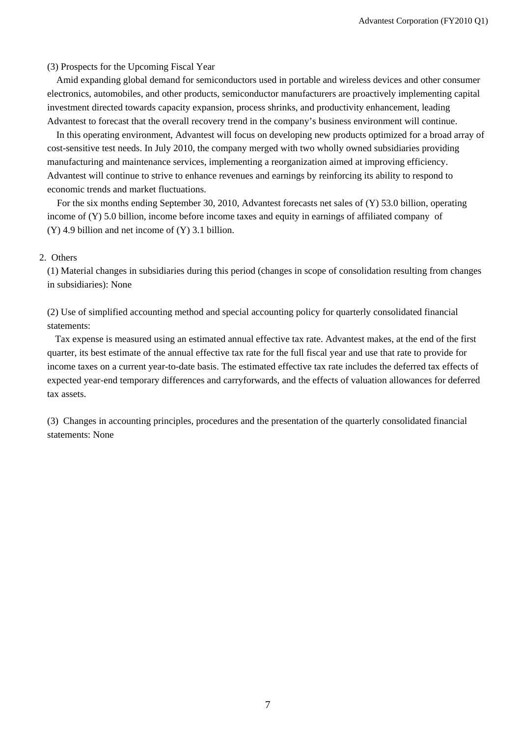(3) Prospects for the Upcoming Fiscal Year

Amid expanding global demand for semiconductors used in portable and wireless devices and other consumer electronics, automobiles, and other products, semiconductor manufacturers are proactively implementing capital investment directed towards capacity expansion, process shrinks, and productivity enhancement, leading Advantest to forecast that the overall recovery trend in the company's business environment will continue.

In this operating environment, Advantest will focus on developing new products optimized for a broad array of cost-sensitive test needs. In July 2010, the company merged with two wholly owned subsidiaries providing manufacturing and maintenance services, implementing a reorganization aimed at improving efficiency. Advantest will continue to strive to enhance revenues and earnings by reinforcing its ability to respond to economic trends and market fluctuations.

For the six months ending September 30, 2010, Advantest forecasts net sales of (Y) 53.0 billion, operating income of (Y) 5.0 billion, income before income taxes and equity in earnings of affiliated company of (Y) 4.9 billion and net income of (Y) 3.1 billion.

2. Others

(1) Material changes in subsidiaries during this period (changes in scope of consolidation resulting from changes in subsidiaries): None

(2) Use of simplified accounting method and special accounting policy for quarterly consolidated financial statements:

Tax expense is measured using an estimated annual effective tax rate. Advantest makes, at the end of the first quarter, its best estimate of the annual effective tax rate for the full fiscal year and use that rate to provide for income taxes on a current year-to-date basis. The estimated effective tax rate includes the deferred tax effects of expected year-end temporary differences and carryforwards, and the effects of valuation allowances for deferred tax assets.

(3) Changes in accounting principles, procedures and the presentation of the quarterly consolidated financial statements: None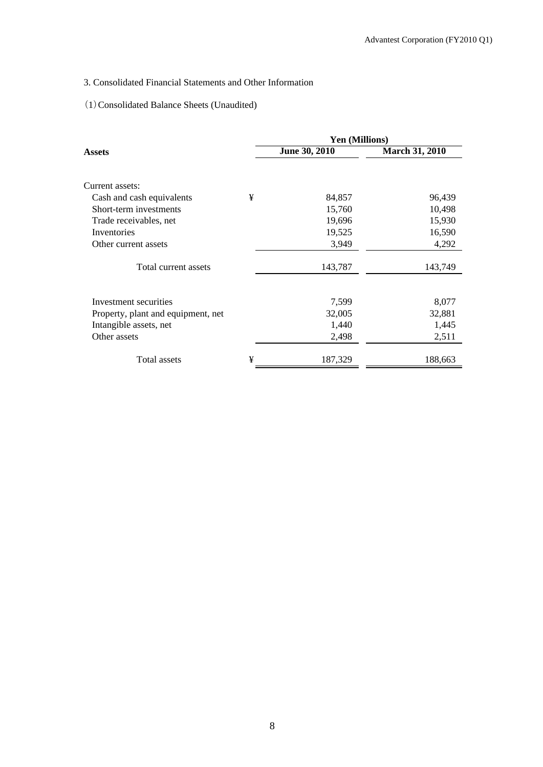3. Consolidated Financial Statements and Other Information

(1) Consolidated Balance Sheets (Unaudited)

| Assets | | Yen (Millions) | |
|---|---|---|---|
| | | June 30, 2010 | March 31, 2010 |
| Current assets: | | | |
| Cash and cash equivalents | ¥ | 84,857 | 96,439 |
| Short-term investments | | 15,760 | 10,498 |
| Trade receivables, net | | 19,696 | 15,930 |
| Inventories | | 19,525 | 16,590 |
| Other current assets | | 3,949 | 4,292 |
| Total current assets | | 143,787 | 143,749 |
| Investment securities | | 7,599 | 8,077 |
| Property, plant and equipment, net | | 32,005 | 32,881 |
| Intangible assets, net | | 1,440 | 1,445 |
| Other assets | | 2,498 | 2,511 |
| Total assets | ¥ | 187,329 | 188,663 |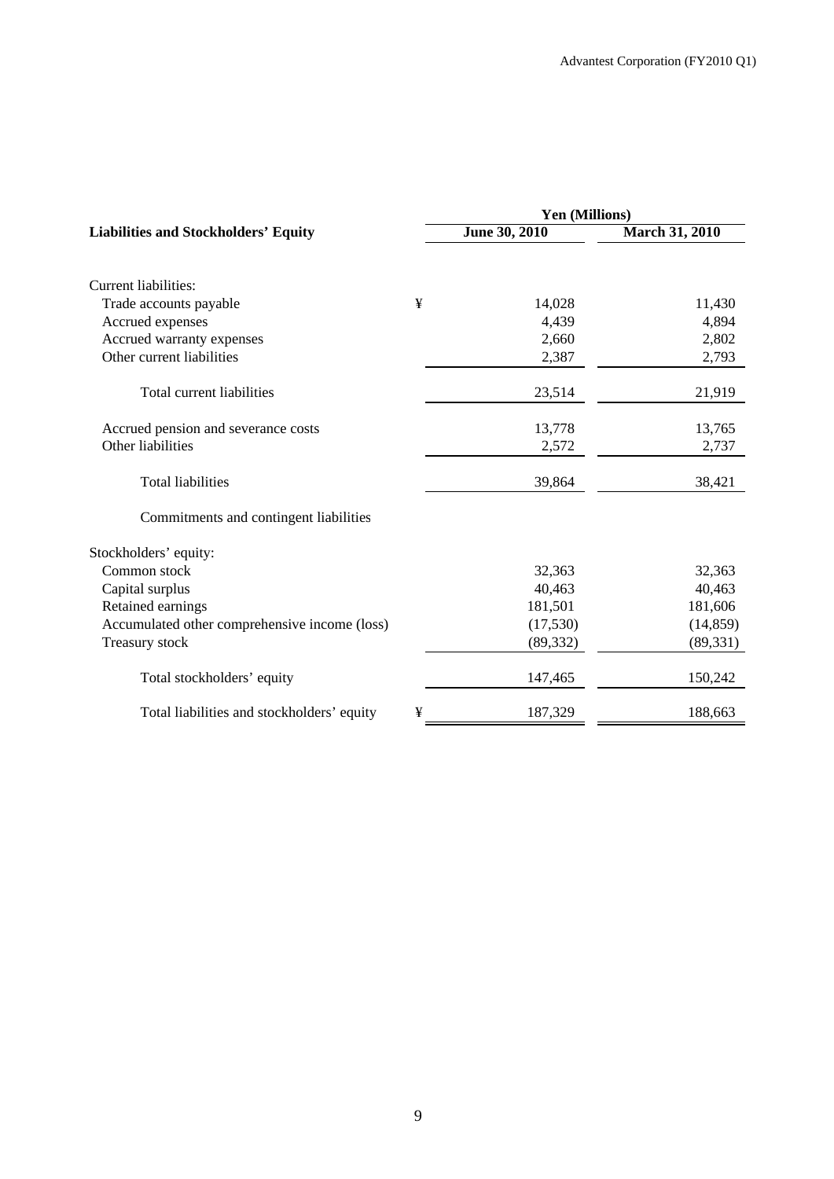| Liabilities and Stockholders' Equity | | Yen (Millions) | |
|---|---|---|---|
| | | June 30, 2010 | March 31, 2010 |
| Current liabilities: | | | |
| Trade accounts payable | ¥ | 14,028 | 11,430 |
| Accrued expenses | | 4,439 | 4,894 |
| Accrued warranty expenses | | 2,660 | 2,802 |
| Other current liabilities | | 2,387 | 2,793 |
| Total current liabilities | | 23,514 | 21,919 |
| Accrued pension and severance costs | | 13,778 | 13,765 |
| Other liabilities | | 2,572 | 2,737 |
| Total liabilities | | 39,864 | 38,421 |
| Commitments and contingent liabilities | | | |
| Stockholders' equity: | | | |
| Common stock | | 32,363 | 32,363 |
| Capital surplus | | 40,463 | 40,463 |
| Retained earnings | | 181,501 | 181,606 |
| Accumulated other comprehensive income (loss) | | (17,530) | (14,859) |
| Treasury stock | | (89,332) | (89,331) |
| Total stockholders' equity | | 147,465 | 150,242 |
| Total liabilities and stockholders' equity | ¥ | 187,329 | 188,663 |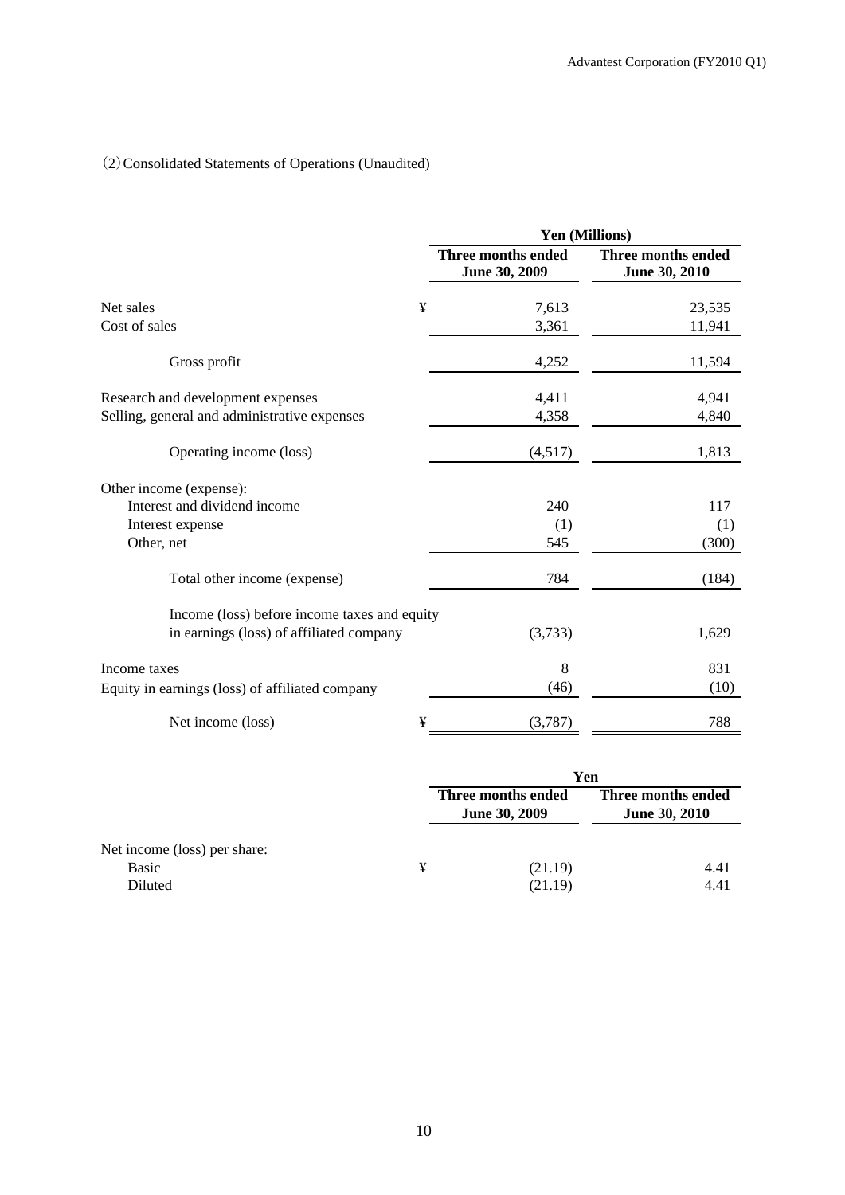(2) Consolidated Statements of Operations (Unaudited)

| | | Yen (Millions) | |
|---|---|---|---|
| | | Three months ended June 30, 2009 | Three months ended June 30, 2010 |
| Net sales | ¥ | 7,613 | 23,535 |
| Cost of sales | | 3,361 | 11,941 |
| Gross profit | | 4,252 | 11,594 |
| Research and development expenses | | 4,411 | 4,941 |
| Selling, general and administrative expenses | | 4,358 | 4,840 |
| Operating income (loss) | | (4,517) | 1,813 |
| Other income (expense): | | | |
| Interest and dividend income | | 240 | 117 |
| Interest expense | | (1) | (1) |
| Other, net | | 545 | (300) |
| Total other income (expense) | | 784 | (184) |
| Income (loss) before income taxes and equity in earnings (loss) of affiliated company | | (3,733) | 1,629 |
| Income taxes | | 8 | 831 |
| Equity in earnings (loss) of affiliated company | | (46) | (10) |
| Net income (loss) | ¥ | (3,787) | 788 |

| | | Yen | |
|---|---|---|---|
| | | Three months ended June 30, 2009 | Three months ended June 30, 2010 |
| Net income (loss) per share: | | | |
| Basic | ¥ | (21.19) | 4.41 |
| Diluted | | (21.19) | 4.41 |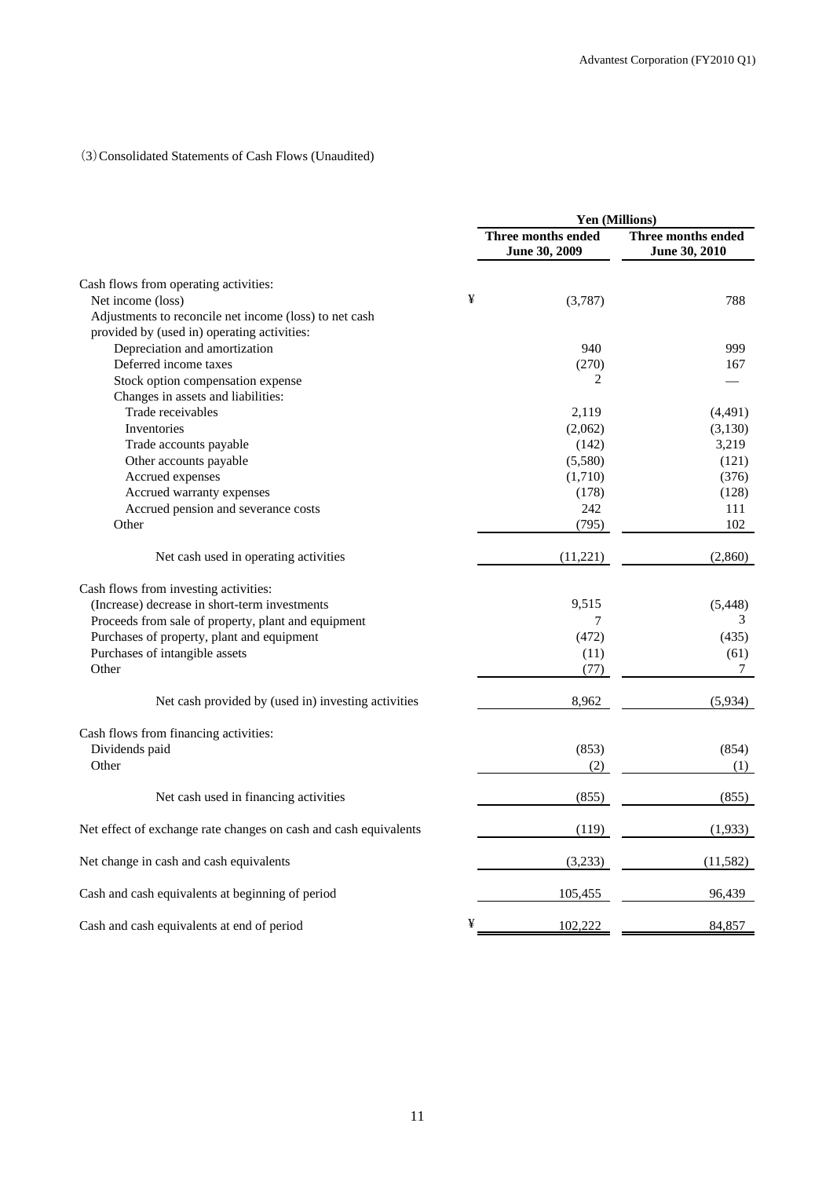（3）Consolidated Statements of Cash Flows (Unaudited)

| | Yen (Millions) | |
|---|---|---|
| | Three months ended June 30, 2009 | Three months ended June 30, 2010 |
| Cash flows from operating activities: | | |
| Net income (loss) | ¥ (3,787) | 788 |
| Adjustments to reconcile net income (loss) to net cash provided by (used in) operating activities: | | |
| Depreciation and amortization | 940 | 999 |
| Deferred income taxes | (270) | 167 |
| Stock option compensation expense | 2 | — |
| Changes in assets and liabilities: | | |
| Trade receivables | 2,119 | (4,491) |
| Inventories | (2,062) | (3,130) |
| Trade accounts payable | (142) | 3,219 |
| Other accounts payable | (5,580) | (121) |
| Accrued expenses | (1,710) | (376) |
| Accrued warranty expenses | (178) | (128) |
| Accrued pension and severance costs | 242 | 111 |
| Other | (795) | 102 |
| Net cash used in operating activities | (11,221) | (2,860) |
| Cash flows from investing activities: | | |
| (Increase) decrease in short-term investments | 9,515 | (5,448) |
| Proceeds from sale of property, plant and equipment | 7 | 3 |
| Purchases of property, plant and equipment | (472) | (435) |
| Purchases of intangible assets | (11) | (61) |
| Other | (77) | 7 |
| Net cash provided by (used in) investing activities | 8,962 | (5,934) |
| Cash flows from financing activities: | | |
| Dividends paid | (853) | (854) |
| Other | (2) | (1) |
| Net cash used in financing activities | (855) | (855) |
| Net effect of exchange rate changes on cash and cash equivalents | (119) | (1,933) |
| Net change in cash and cash equivalents | (3,233) | (11,582) |
| Cash and cash equivalents at beginning of period | 105,455 | 96,439 |
| Cash and cash equivalents at end of period | ¥ 102,222 | 84,857 |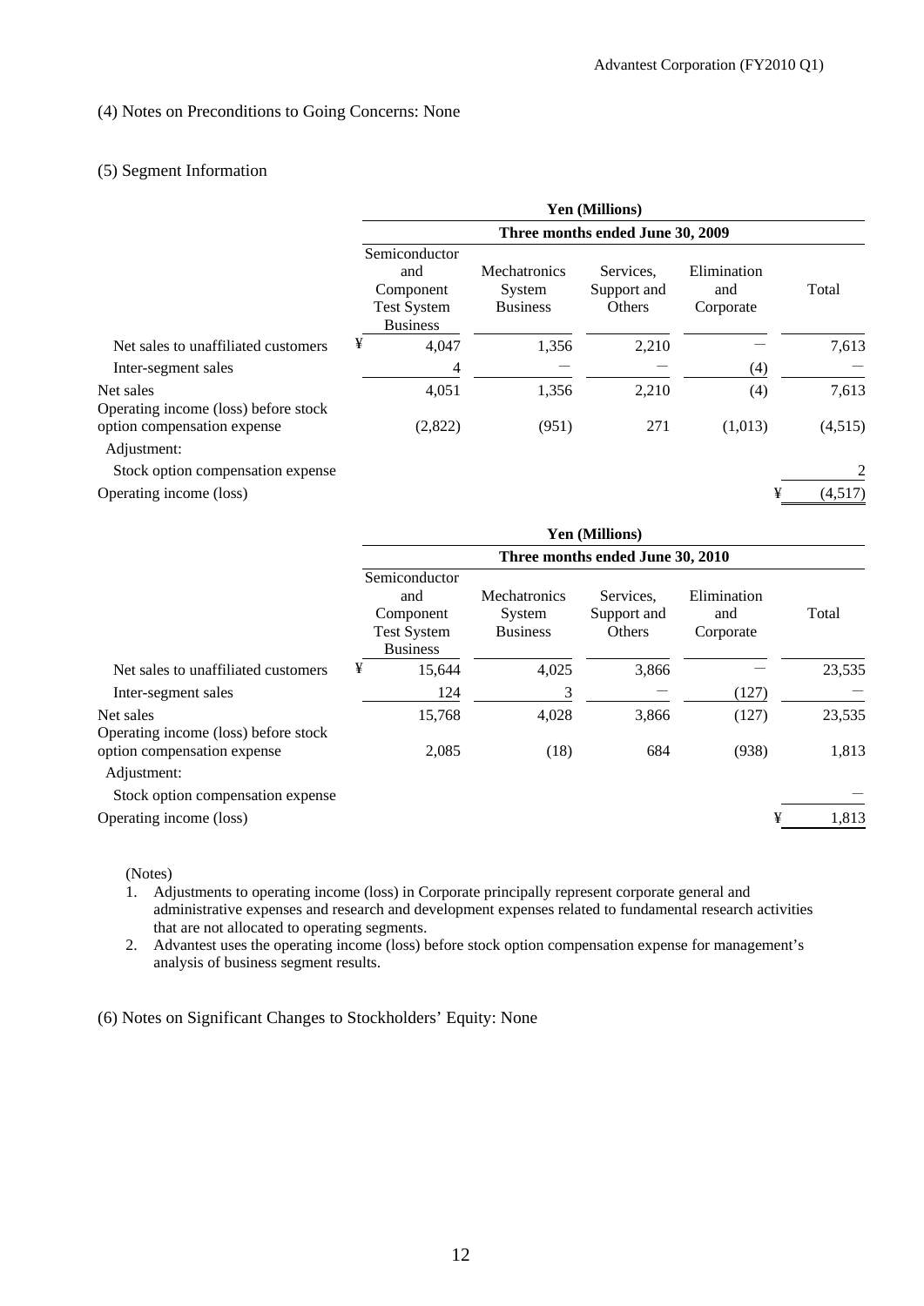(4) Notes on Preconditions to Going Concerns: None

(5) Segment Information

| | Yen (Millions) | | | | |
|---|---|---|---|---|---|
| | Three months ended June 30, 2009 | | | | |
| | Semiconductor and Component Test System Business | Mechatronics System Business | Services, Support and Others | Elimination and Corporate | Total |
| Net sales to unaffiliated customers | ¥ 4,047 | 1,356 | 2,210 | — | 7,613 |
| Inter-segment sales | 4 | — | — | (4) | — |
| Net sales | 4,051 | 1,356 | 2,210 | (4) | 7,613 |
| Operating income (loss) before stock option compensation expense | (2,822) | (951) | 271 | (1,013) | (4,515) |
| Adjustment: | | | | | |
| Stock option compensation expense | | | | | 2 |
| Operating income (loss) | | | | | ¥ (4,517) |

| | Yen (Millions) | | | | |
|---|---|---|---|---|---|
| | Three months ended June 30, 2010 | | | | |
| | Semiconductor and Component Test System Business | Mechatronics System Business | Services, Support and Others | Elimination and Corporate | Total |
| Net sales to unaffiliated customers | ¥ 15,644 | 4,025 | 3,866 | — | 23,535 |
| Inter-segment sales | 124 | 3 | — | (127) | — |
| Net sales | 15,768 | 4,028 | 3,866 | (127) | 23,535 |
| Operating income (loss) before stock option compensation expense | 2,085 | (18) | 684 | (938) | 1,813 |
| Adjustment: | | | | | |
| Stock option compensation expense | | | | | — |
| Operating income (loss) | | | | | ¥ 1,813 |

(Notes)

1. Adjustments to operating income (loss) in Corporate principally represent corporate general and administrative expenses and research and development expenses related to fundamental research activities that are not allocated to operating segments.
2. Advantest uses the operating income (loss) before stock option compensation expense for management's analysis of business segment results.

(6) Notes on Significant Changes to Stockholders' Equity: None